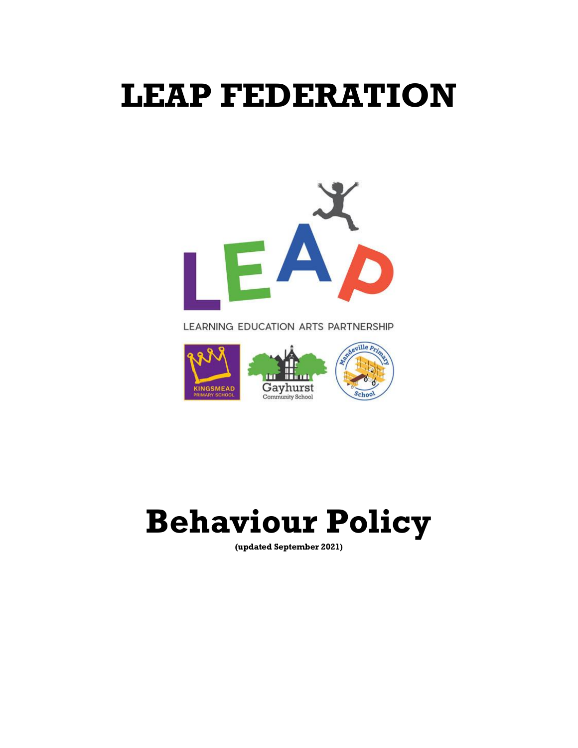# LEAP FEDERATION

LEARNING EDUCATION ARTS PARTNERSHIP

# Behaviour Policy

**(updated September 2021)**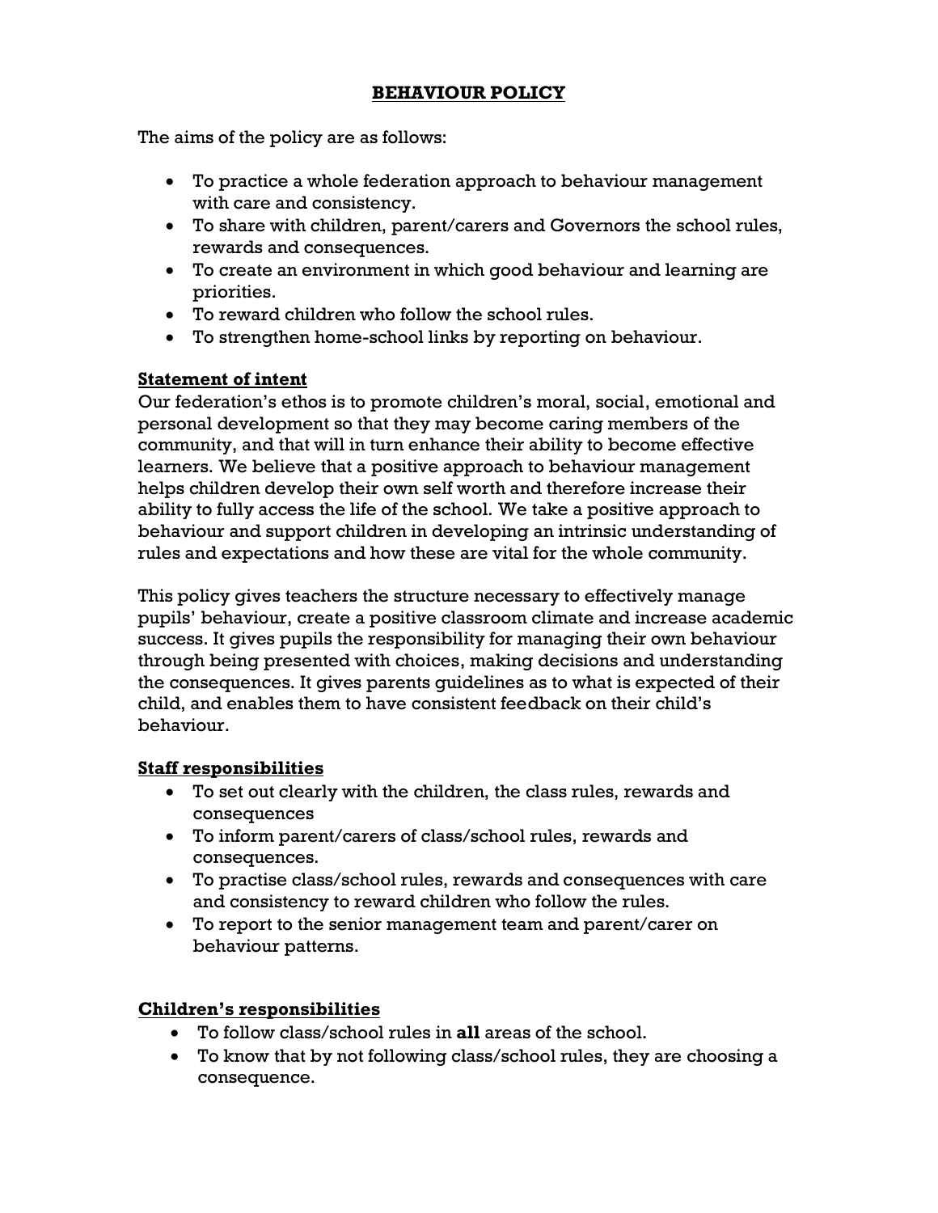# BEHAVIOUR POLICY

The aims of the policy are as follows:

- To practice a whole federation approach to behaviour management with care and consistency.
- To share with children, parent/carers and Governors the school rules, rewards and consequences.
- To create an environment in which good behaviour and learning are priorities.
- To reward children who follow the school rules.
- To strengthen home-school links by reporting on behaviour.

## Statement of intent

Our federation's ethos is to promote children's moral, social, emotional and personal development so that they may become caring members of the community, and that will in turn enhance their ability to become effective learners. We believe that a positive approach to behaviour management helps children develop their own self worth and therefore increase their ability to fully access the life of the school. We take a positive approach to behaviour and support children in developing an intrinsic understanding of rules and expectations and how these are vital for the whole community.

This policy gives teachers the structure necessary to effectively manage pupils' behaviour, create a positive classroom climate and increase academic success. It gives pupils the responsibility for managing their own behaviour through being presented with choices, making decisions and understanding the consequences. It gives parents guidelines as to what is expected of their child, and enables them to have consistent feedback on their child's behaviour.

## Staff responsibilities

- To set out clearly with the children, the class rules, rewards and consequences
- To inform parent/carers of class/school rules, rewards and consequences.
- To practise class/school rules, rewards and consequences with care and consistency to reward children who follow the rules.
- To report to the senior management team and parent/carer on behaviour patterns.

## Children's responsibilities

- To follow class/school rules in **all** areas of the school.
- To know that by not following class/school rules, they are choosing a consequence.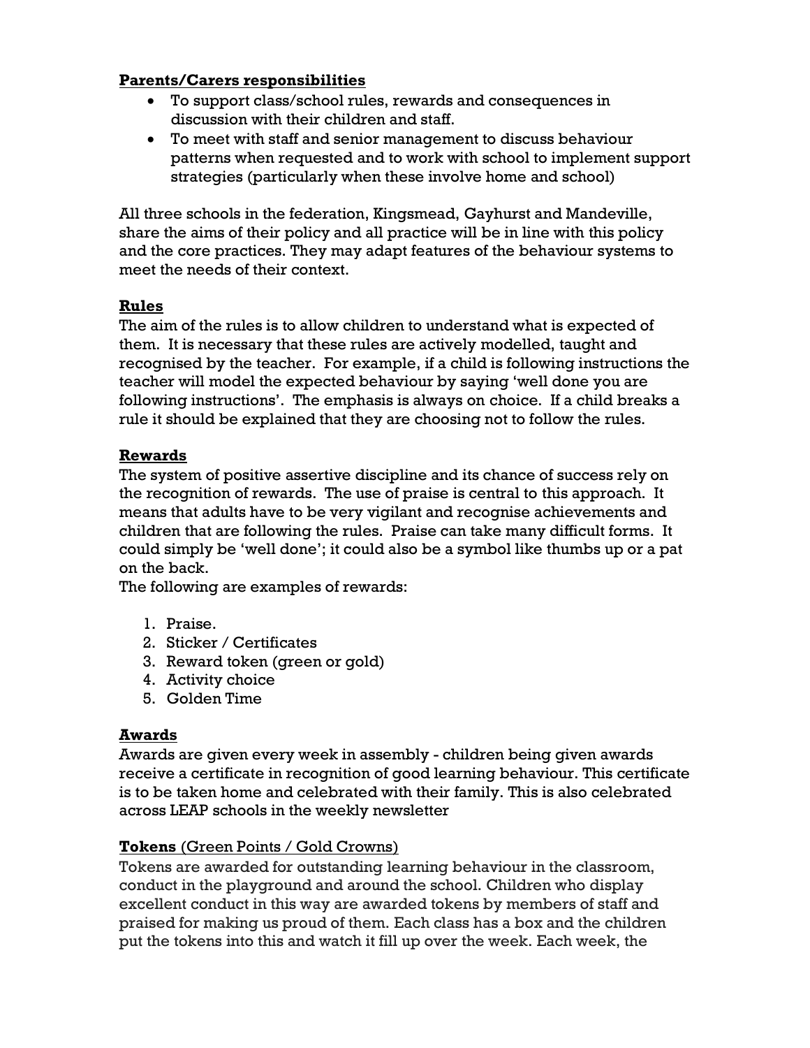**Parents/Carers responsibilities**

- To support class/school rules, rewards and consequences in discussion with their children and staff.
- To meet with staff and senior management to discuss behaviour patterns when requested and to work with school to implement support strategies (particularly when these involve home and school)

All three schools in the federation, Kingsmead, Gayhurst and Mandeville, share the aims of their policy and all practice will be in line with this policy and the core practices. They may adapt features of the behaviour systems to meet the needs of their context.

**Rules**

The aim of the rules is to allow children to understand what is expected of them. It is necessary that these rules are actively modelled, taught and recognised by the teacher. For example, if a child is following instructions the teacher will model the expected behaviour by saying 'well done you are following instructions'. The emphasis is always on choice. If a child breaks a rule it should be explained that they are choosing not to follow the rules.

**Rewards**

The system of positive assertive discipline and its chance of success rely on the recognition of rewards. The use of praise is central to this approach. It means that adults have to be very vigilant and recognise achievements and children that are following the rules. Praise can take many difficult forms. It could simply be 'well done'; it could also be a symbol like thumbs up or a pat on the back.

The following are examples of rewards:

1. Praise.
2. Sticker / Certificates
3. Reward token (green or gold)
4. Activity choice
5. Golden Time

**Awards**

Awards are given every week in assembly - children being given awards receive a certificate in recognition of good learning behaviour. This certificate is to be taken home and celebrated with their family. This is also celebrated across LEAP schools in the weekly newsletter

**Tokens** (Green Points / Gold Crowns)

Tokens are awarded for outstanding learning behaviour in the classroom, conduct in the playground and around the school. Children who display excellent conduct in this way are awarded tokens by members of staff and praised for making us proud of them. Each class has a box and the children put the tokens into this and watch it fill up over the week. Each week, the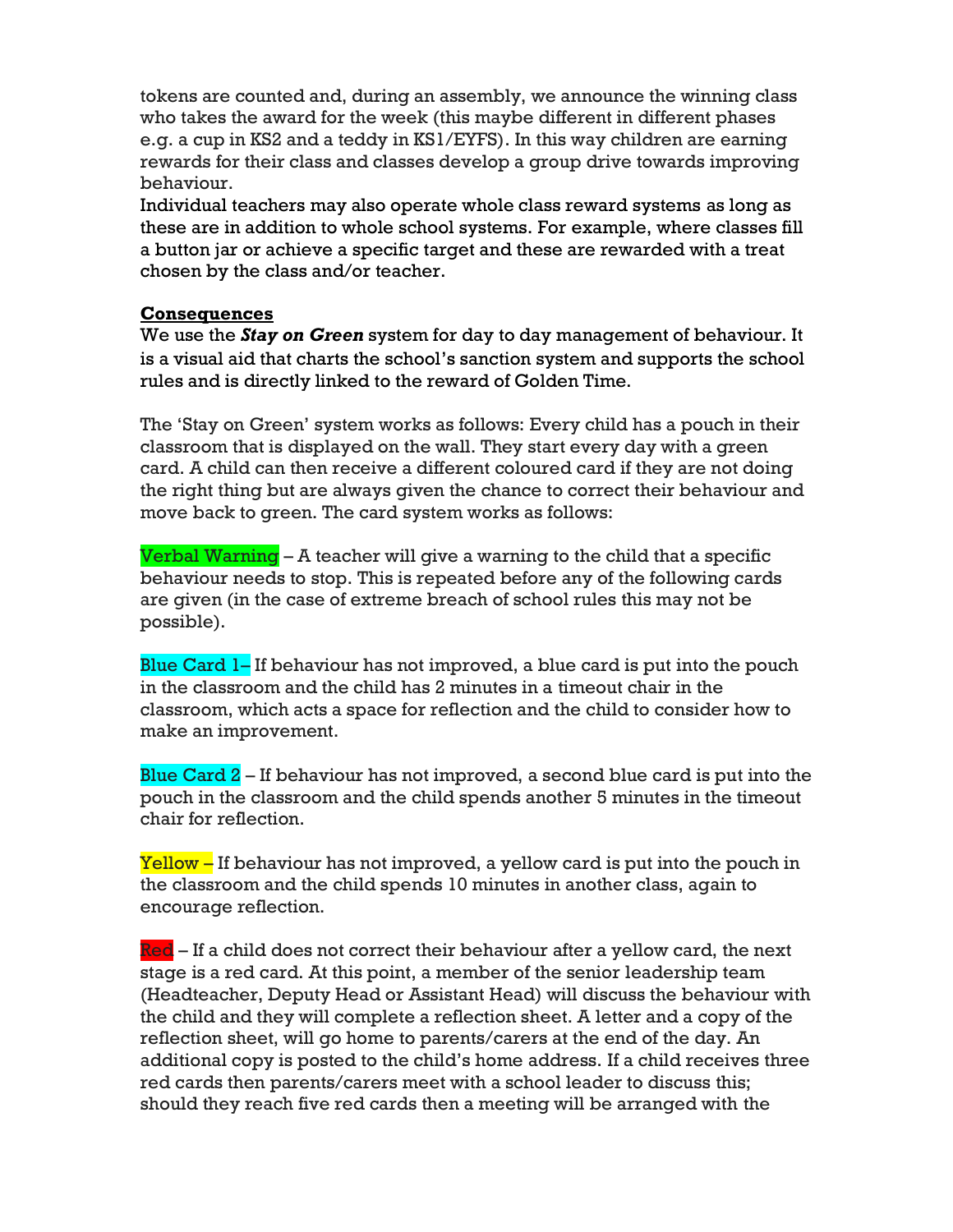tokens are counted and, during an assembly, we announce the winning class who takes the award for the week (this maybe different in different phases e.g. a cup in KS2 and a teddy in KS1/EYFS). In this way children are earning rewards for their class and classes develop a group drive towards improving behaviour.

Individual teachers may also operate whole class reward systems as long as these are in addition to whole school systems. For example, where classes fill a button jar or achieve a specific target and these are rewarded with a treat chosen by the class and/or teacher.

**Consequences**

We use the ***Stay on Green*** system for day to day management of behaviour. It is a visual aid that charts the school's sanction system and supports the school rules and is directly linked to the reward of Golden Time.

The 'Stay on Green' system works as follows: Every child has a pouch in their classroom that is displayed on the wall. They start every day with a green card. A child can then receive a different coloured card if they are not doing the right thing but are always given the chance to correct their behaviour and move back to green. The card system works as follows:

Verbal Warning – A teacher will give a warning to the child that a specific behaviour needs to stop. This is repeated before any of the following cards are given (in the case of extreme breach of school rules this may not be possible).

Blue Card 1– If behaviour has not improved, a blue card is put into the pouch in the classroom and the child has 2 minutes in a timeout chair in the classroom, which acts a space for reflection and the child to consider how to make an improvement.

Blue Card 2 – If behaviour has not improved, a second blue card is put into the pouch in the classroom and the child spends another 5 minutes in the timeout chair for reflection.

Yellow – If behaviour has not improved, a yellow card is put into the pouch in the classroom and the child spends 10 minutes in another class, again to encourage reflection.

Red – If a child does not correct their behaviour after a yellow card, the next stage is a red card. At this point, a member of the senior leadership team (Headteacher, Deputy Head or Assistant Head) will discuss the behaviour with the child and they will complete a reflection sheet. A letter and a copy of the reflection sheet, will go home to parents/carers at the end of the day. An additional copy is posted to the child's home address. If a child receives three red cards then parents/carers meet with a school leader to discuss this; should they reach five red cards then a meeting will be arranged with the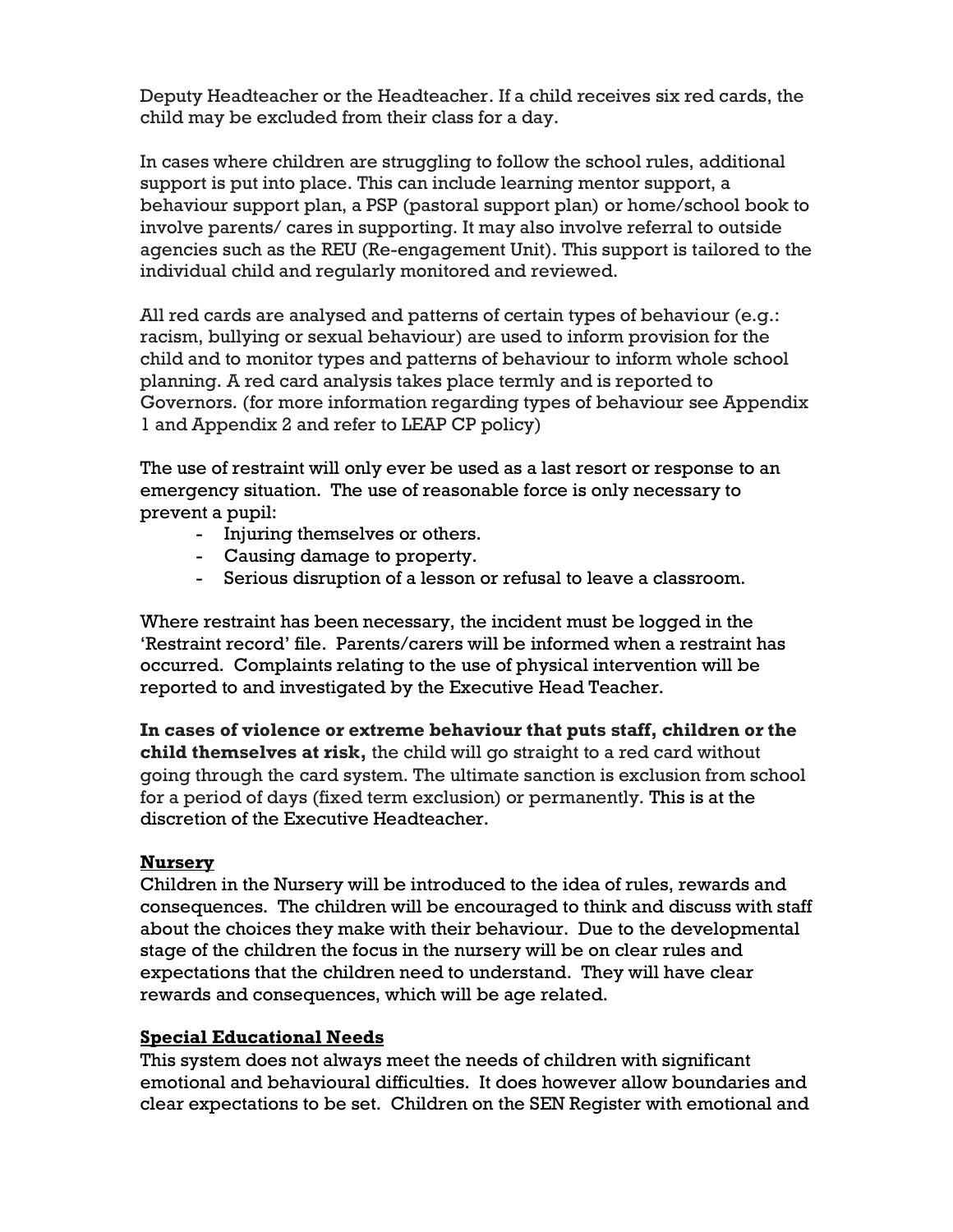Deputy Headteacher or the Headteacher. If a child receives six red cards, the child may be excluded from their class for a day.

In cases where children are struggling to follow the school rules, additional support is put into place. This can include learning mentor support, a behaviour support plan, a PSP (pastoral support plan) or home/school book to involve parents/ cares in supporting. It may also involve referral to outside agencies such as the REU (Re-engagement Unit). This support is tailored to the individual child and regularly monitored and reviewed.

All red cards are analysed and patterns of certain types of behaviour (e.g.: racism, bullying or sexual behaviour) are used to inform provision for the child and to monitor types and patterns of behaviour to inform whole school planning. A red card analysis takes place termly and is reported to Governors. (for more information regarding types of behaviour see Appendix 1 and Appendix 2 and refer to LEAP CP policy)

The use of restraint will only ever be used as a last resort or response to an emergency situation. The use of reasonable force is only necessary to prevent a pupil:

- Injuring themselves or others.
- Causing damage to property.
- Serious disruption of a lesson or refusal to leave a classroom.

Where restraint has been necessary, the incident must be logged in the 'Restraint record' file. Parents/carers will be informed when a restraint has occurred. Complaints relating to the use of physical intervention will be reported to and investigated by the Executive Head Teacher.

**In cases of violence or extreme behaviour that puts staff, children or the child themselves at risk,** the child will go straight to a red card without going through the card system. The ultimate sanction is exclusion from school for a period of days (fixed term exclusion) or permanently. This is at the discretion of the Executive Headteacher.

**Nursery**

Children in the Nursery will be introduced to the idea of rules, rewards and consequences. The children will be encouraged to think and discuss with staff about the choices they make with their behaviour. Due to the developmental stage of the children the focus in the nursery will be on clear rules and expectations that the children need to understand. They will have clear rewards and consequences, which will be age related.

**Special Educational Needs**

This system does not always meet the needs of children with significant emotional and behavioural difficulties. It does however allow boundaries and clear expectations to be set. Children on the SEN Register with emotional and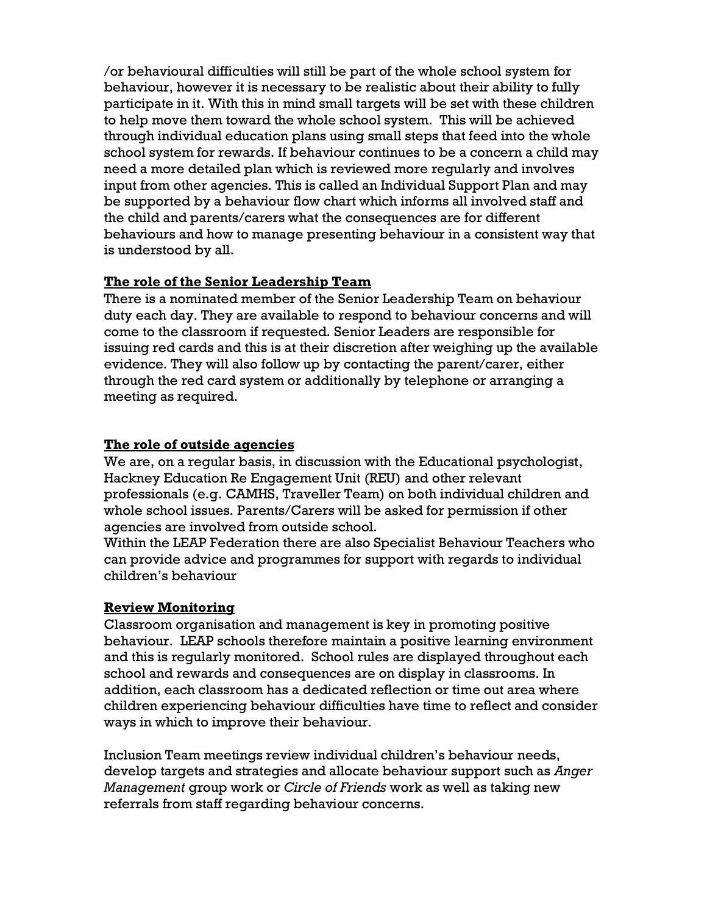/or behavioural difficulties will still be part of the whole school system for behaviour, however it is necessary to be realistic about their ability to fully participate in it. With this in mind small targets will be set with these children to help move them toward the whole school system. This will be achieved through individual education plans using small steps that feed into the whole school system for rewards. If behaviour continues to be a concern a child may need a more detailed plan which is reviewed more regularly and involves input from other agencies. This is called an Individual Support Plan and may be supported by a behaviour flow chart which informs all involved staff and the child and parents/carers what the consequences are for different behaviours and how to manage presenting behaviour in a consistent way that is understood by all.

**The role of the Senior Leadership Team**

There is a nominated member of the Senior Leadership Team on behaviour duty each day. They are available to respond to behaviour concerns and will come to the classroom if requested. Senior Leaders are responsible for issuing red cards and this is at their discretion after weighing up the available evidence. They will also follow up by contacting the parent/carer, either through the red card system or additionally by telephone or arranging a meeting as required.

**The role of outside agencies**

We are, on a regular basis, in discussion with the Educational psychologist, Hackney Education Re Engagement Unit (REU) and other relevant professionals (e.g. CAMHS, Traveller Team) on both individual children and whole school issues. Parents/Carers will be asked for permission if other agencies are involved from outside school.

Within the LEAP Federation there are also Specialist Behaviour Teachers who can provide advice and programmes for support with regards to individual children's behaviour

**Review Monitoring**

Classroom organisation and management is key in promoting positive behaviour. LEAP schools therefore maintain a positive learning environment and this is regularly monitored. School rules are displayed throughout each school and rewards and consequences are on display in classrooms. In addition, each classroom has a dedicated reflection or time out area where children experiencing behaviour difficulties have time to reflect and consider ways in which to improve their behaviour.

Inclusion Team meetings review individual children's behaviour needs, develop targets and strategies and allocate behaviour support such as *Anger Management* group work or *Circle of Friends* work as well as taking new referrals from staff regarding behaviour concerns.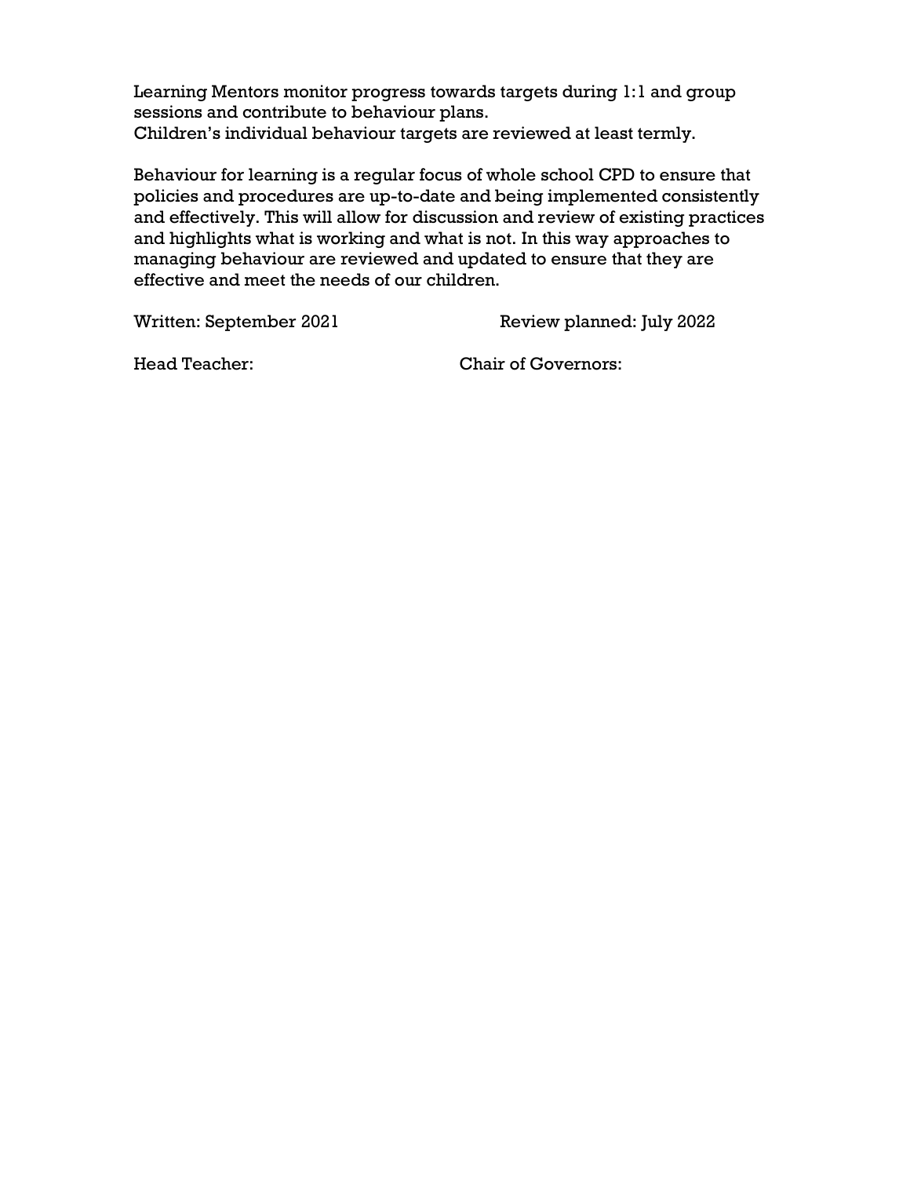Learning Mentors monitor progress towards targets during 1:1 and group sessions and contribute to behaviour plans.
Children's individual behaviour targets are reviewed at least termly.

Behaviour for learning is a regular focus of whole school CPD to ensure that policies and procedures are up-to-date and being implemented consistently and effectively. This will allow for discussion and review of existing practices and highlights what is working and what is not. In this way approaches to managing behaviour are reviewed and updated to ensure that they are effective and meet the needs of our children.

Written: September 2021 Review planned: July 2022

Head Teacher: Chair of Governors: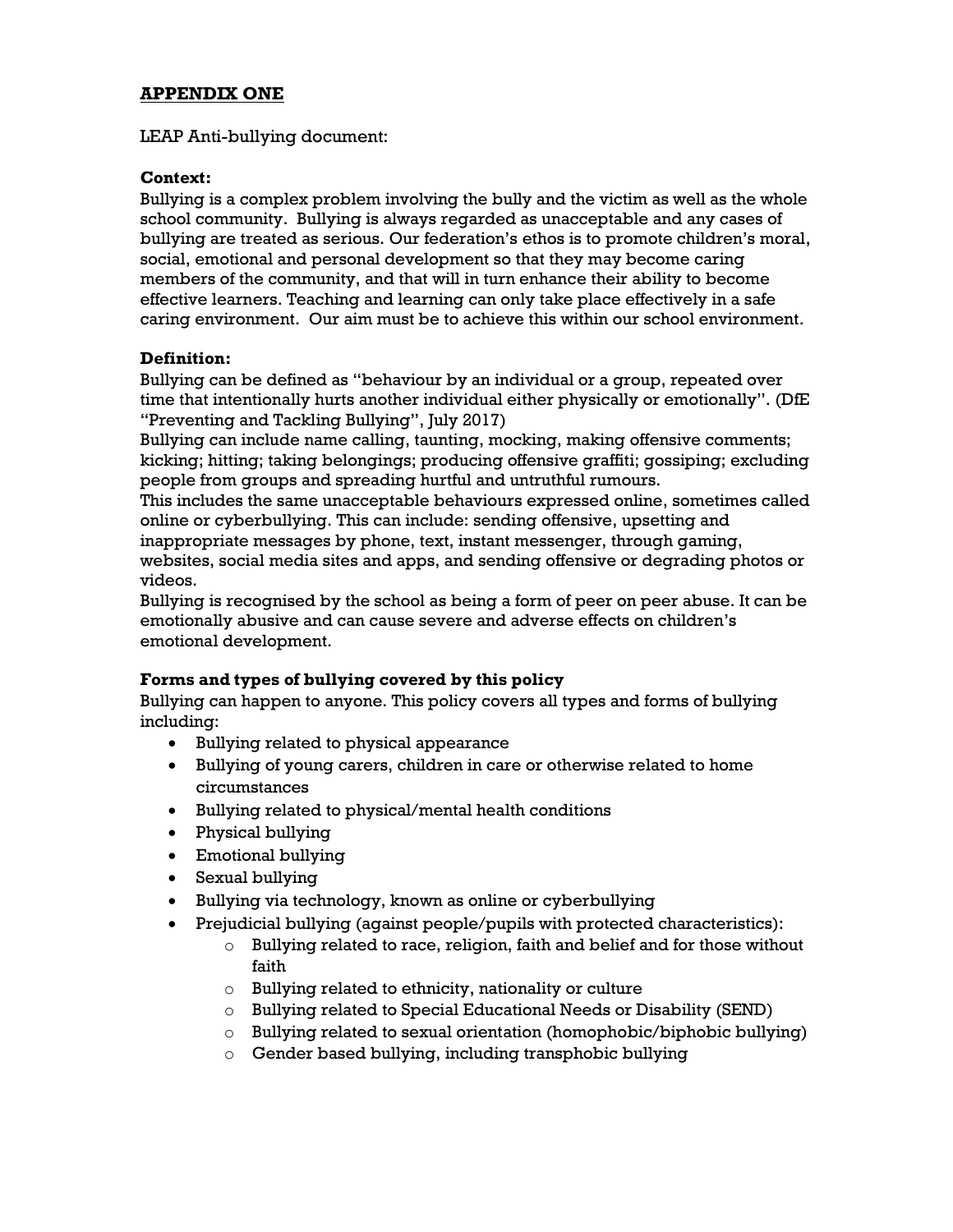## APPENDIX ONE

LEAP Anti-bullying document:

**Context:**
Bullying is a complex problem involving the bully and the victim as well as the whole school community. Bullying is always regarded as unacceptable and any cases of bullying are treated as serious. Our federation's ethos is to promote children's moral, social, emotional and personal development so that they may become caring members of the community, and that will in turn enhance their ability to become effective learners. Teaching and learning can only take place effectively in a safe caring environment. Our aim must be to achieve this within our school environment.

**Definition:**
Bullying can be defined as "behaviour by an individual or a group, repeated over time that intentionally hurts another individual either physically or emotionally". (DfE "Preventing and Tackling Bullying", July 2017)
Bullying can include name calling, taunting, mocking, making offensive comments; kicking; hitting; taking belongings; producing offensive graffiti; gossiping; excluding people from groups and spreading hurtful and untruthful rumours.
This includes the same unacceptable behaviours expressed online, sometimes called online or cyberbullying. This can include: sending offensive, upsetting and inappropriate messages by phone, text, instant messenger, through gaming, websites, social media sites and apps, and sending offensive or degrading photos or videos.
Bullying is recognised by the school as being a form of peer on peer abuse. It can be emotionally abusive and can cause severe and adverse effects on children's emotional development.

**Forms and types of bullying covered by this policy**
Bullying can happen to anyone. This policy covers all types and forms of bullying including:

- Bullying related to physical appearance
- Bullying of young carers, children in care or otherwise related to home circumstances
- Bullying related to physical/mental health conditions
- Physical bullying
- Emotional bullying
- Sexual bullying
- Bullying via technology, known as online or cyberbullying
- Prejudicial bullying (against people/pupils with protected characteristics):
    - Bullying related to race, religion, faith and belief and for those without faith
    - Bullying related to ethnicity, nationality or culture
    - Bullying related to Special Educational Needs or Disability (SEND)
    - Bullying related to sexual orientation (homophobic/biphobic bullying)
    - Gender based bullying, including transphobic bullying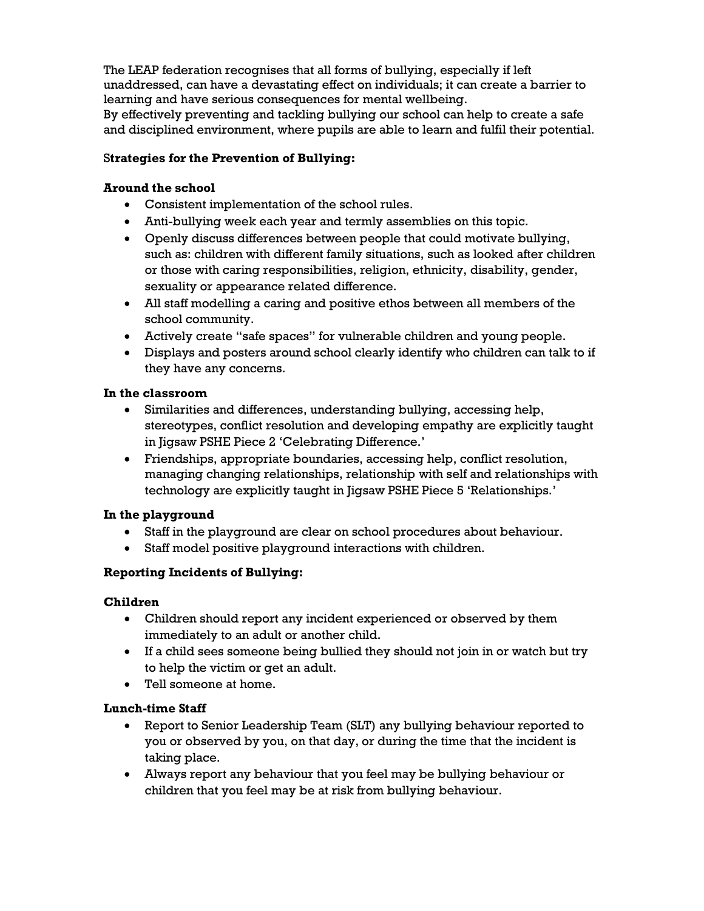The LEAP federation recognises that all forms of bullying, especially if left unaddressed, can have a devastating effect on individuals; it can create a barrier to learning and have serious consequences for mental wellbeing.
By effectively preventing and tackling bullying our school can help to create a safe and disciplined environment, where pupils are able to learn and fulfil their potential.

**Strategies for the Prevention of Bullying:**

**Around the school**

- Consistent implementation of the school rules.
- Anti-bullying week each year and termly assemblies on this topic.
- Openly discuss differences between people that could motivate bullying, such as: children with different family situations, such as looked after children or those with caring responsibilities, religion, ethnicity, disability, gender, sexuality or appearance related difference.
- All staff modelling a caring and positive ethos between all members of the school community.
- Actively create "safe spaces" for vulnerable children and young people.
- Displays and posters around school clearly identify who children can talk to if they have any concerns.

**In the classroom**

- Similarities and differences, understanding bullying, accessing help, stereotypes, conflict resolution and developing empathy are explicitly taught in Jigsaw PSHE Piece 2 'Celebrating Difference.'
- Friendships, appropriate boundaries, accessing help, conflict resolution, managing changing relationships, relationship with self and relationships with technology are explicitly taught in Jigsaw PSHE Piece 5 'Relationships.'

**In the playground**

- Staff in the playground are clear on school procedures about behaviour.
- Staff model positive playground interactions with children.

**Reporting Incidents of Bullying:**

**Children**

- Children should report any incident experienced or observed by them immediately to an adult or another child.
- If a child sees someone being bullied they should not join in or watch but try to help the victim or get an adult.
- Tell someone at home.

**Lunch-time Staff**

- Report to Senior Leadership Team (SLT) any bullying behaviour reported to you or observed by you, on that day, or during the time that the incident is taking place.
- Always report any behaviour that you feel may be bullying behaviour or children that you feel may be at risk from bullying behaviour.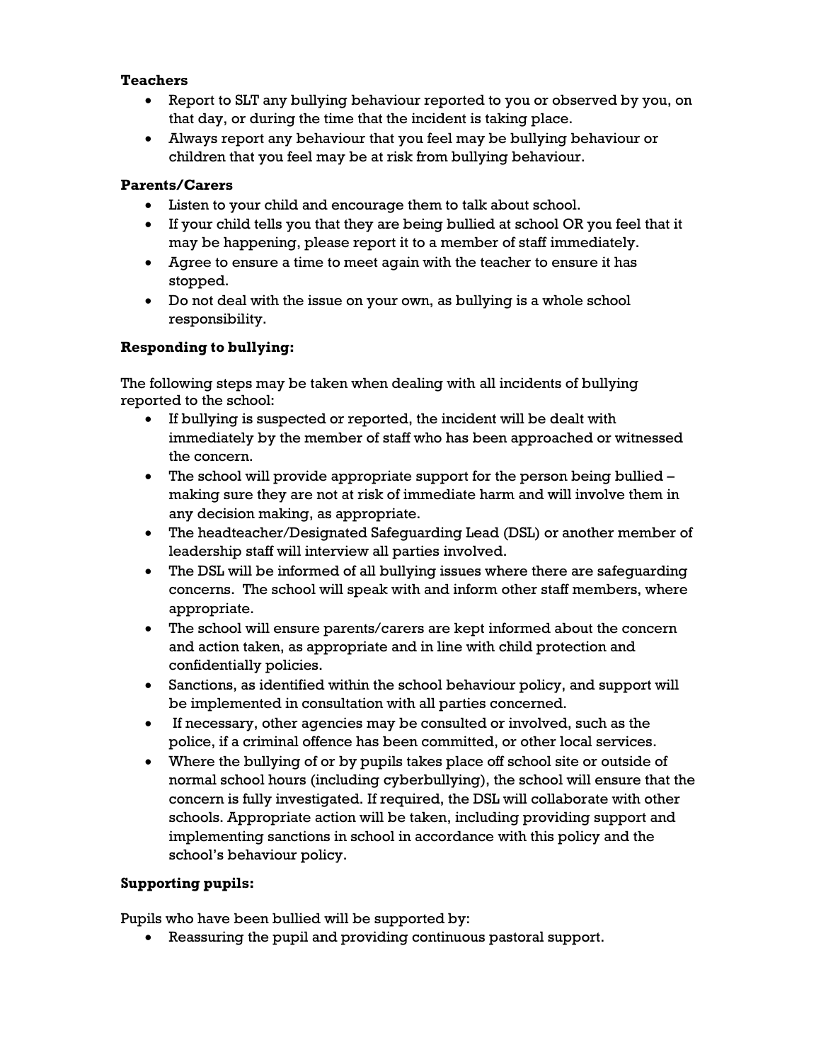**Teachers**

- Report to SLT any bullying behaviour reported to you or observed by you, on that day, or during the time that the incident is taking place.
- Always report any behaviour that you feel may be bullying behaviour or children that you feel may be at risk from bullying behaviour.

**Parents/Carers**

- Listen to your child and encourage them to talk about school.
- If your child tells you that they are being bullied at school OR you feel that it may be happening, please report it to a member of staff immediately.
- Agree to ensure a time to meet again with the teacher to ensure it has stopped.
- Do not deal with the issue on your own, as bullying is a whole school responsibility.

**Responding to bullying:**

The following steps may be taken when dealing with all incidents of bullying reported to the school:

- If bullying is suspected or reported, the incident will be dealt with immediately by the member of staff who has been approached or witnessed the concern.
- The school will provide appropriate support for the person being bullied – making sure they are not at risk of immediate harm and will involve them in any decision making, as appropriate.
- The headteacher/Designated Safeguarding Lead (DSL) or another member of leadership staff will interview all parties involved.
- The DSL will be informed of all bullying issues where there are safeguarding concerns. The school will speak with and inform other staff members, where appropriate.
- The school will ensure parents/carers are kept informed about the concern and action taken, as appropriate and in line with child protection and confidentially policies.
- Sanctions, as identified within the school behaviour policy, and support will be implemented in consultation with all parties concerned.
- If necessary, other agencies may be consulted or involved, such as the police, if a criminal offence has been committed, or other local services.
- Where the bullying of or by pupils takes place off school site or outside of normal school hours (including cyberbullying), the school will ensure that the concern is fully investigated. If required, the DSL will collaborate with other schools. Appropriate action will be taken, including providing support and implementing sanctions in school in accordance with this policy and the school's behaviour policy.

**Supporting pupils:**

Pupils who have been bullied will be supported by:

- Reassuring the pupil and providing continuous pastoral support.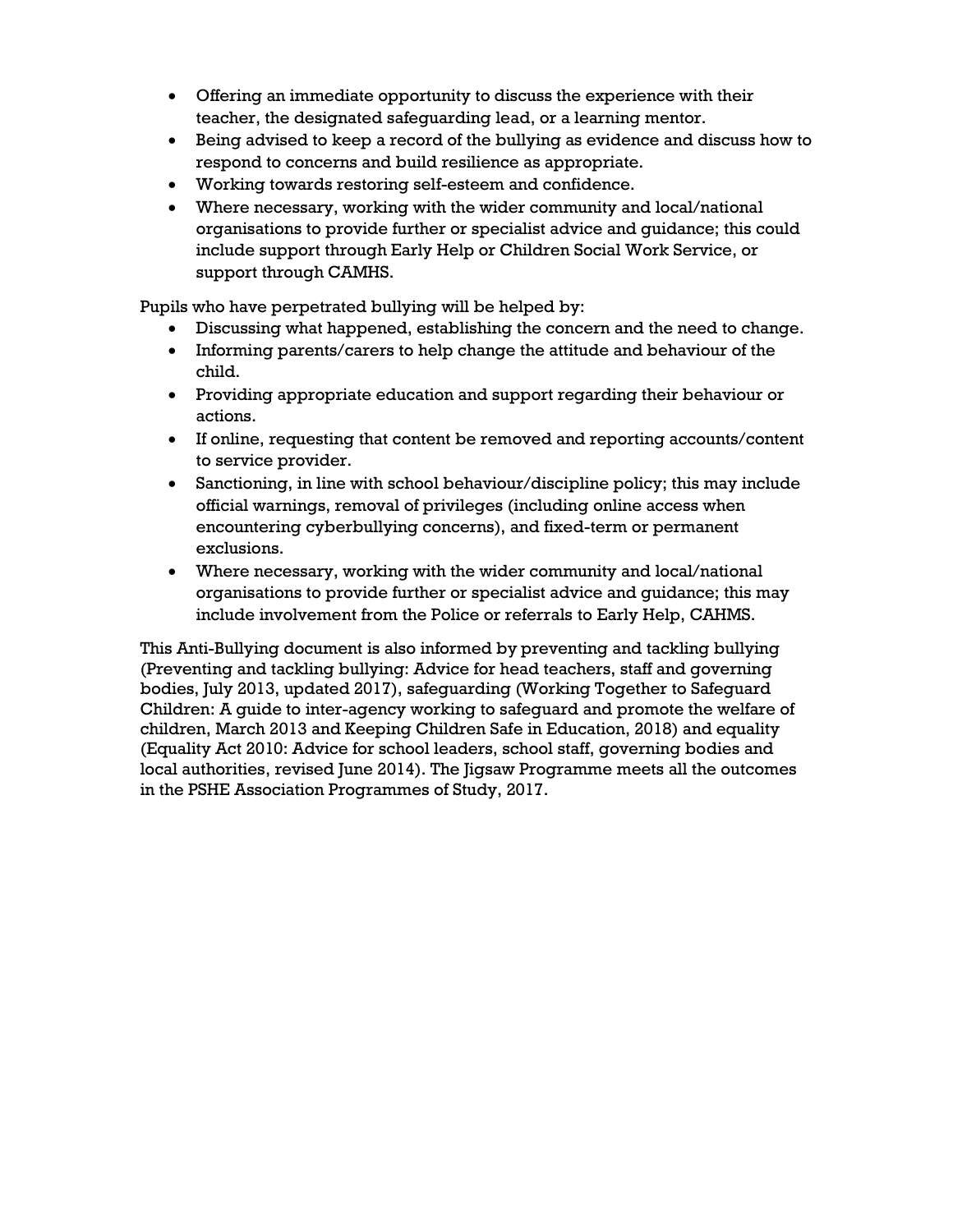- Offering an immediate opportunity to discuss the experience with their teacher, the designated safeguarding lead, or a learning mentor.
- Being advised to keep a record of the bullying as evidence and discuss how to respond to concerns and build resilience as appropriate.
- Working towards restoring self-esteem and confidence.
- Where necessary, working with the wider community and local/national organisations to provide further or specialist advice and guidance; this could include support through Early Help or Children Social Work Service, or support through CAMHS.

Pupils who have perpetrated bullying will be helped by:

- Discussing what happened, establishing the concern and the need to change.
- Informing parents/carers to help change the attitude and behaviour of the child.
- Providing appropriate education and support regarding their behaviour or actions.
- If online, requesting that content be removed and reporting accounts/content to service provider.
- Sanctioning, in line with school behaviour/discipline policy; this may include official warnings, removal of privileges (including online access when encountering cyberbullying concerns), and fixed-term or permanent exclusions.
- Where necessary, working with the wider community and local/national organisations to provide further or specialist advice and guidance; this may include involvement from the Police or referrals to Early Help, CAHMS.

This Anti-Bullying document is also informed by preventing and tackling bullying (Preventing and tackling bullying: Advice for head teachers, staff and governing bodies, July 2013, updated 2017), safeguarding (Working Together to Safeguard Children: A guide to inter-agency working to safeguard and promote the welfare of children, March 2013 and Keeping Children Safe in Education, 2018) and equality (Equality Act 2010: Advice for school leaders, school staff, governing bodies and local authorities, revised June 2014). The Jigsaw Programme meets all the outcomes in the PSHE Association Programmes of Study, 2017.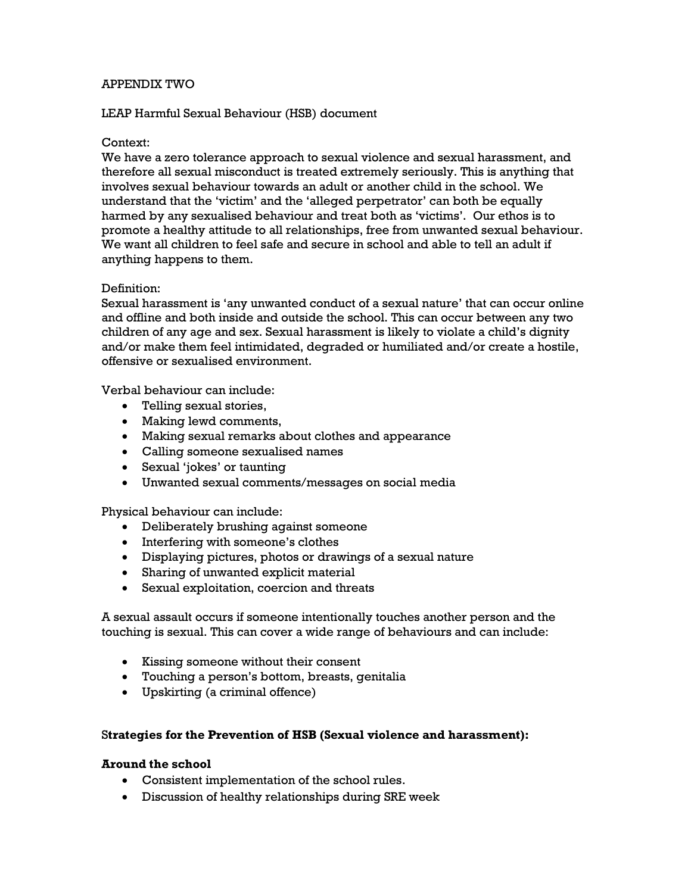APPENDIX TWO

LEAP Harmful Sexual Behaviour (HSB) document

Context:
We have a zero tolerance approach to sexual violence and sexual harassment, and therefore all sexual misconduct is treated extremely seriously. This is anything that involves sexual behaviour towards an adult or another child in the school. We understand that the 'victim' and the 'alleged perpetrator' can both be equally harmed by any sexualised behaviour and treat both as 'victims'. Our ethos is to promote a healthy attitude to all relationships, free from unwanted sexual behaviour. We want all children to feel safe and secure in school and able to tell an adult if anything happens to them.

Definition:
Sexual harassment is 'any unwanted conduct of a sexual nature' that can occur online and offline and both inside and outside the school. This can occur between any two children of any age and sex. Sexual harassment is likely to violate a child's dignity and/or make them feel intimidated, degraded or humiliated and/or create a hostile, offensive or sexualised environment.

Verbal behaviour can include:

- Telling sexual stories,
- Making lewd comments,
- Making sexual remarks about clothes and appearance
- Calling someone sexualised names
- Sexual 'jokes' or taunting
- Unwanted sexual comments/messages on social media

Physical behaviour can include:

- Deliberately brushing against someone
- Interfering with someone's clothes
- Displaying pictures, photos or drawings of a sexual nature
- Sharing of unwanted explicit material
- Sexual exploitation, coercion and threats

A sexual assault occurs if someone intentionally touches another person and the touching is sexual. This can cover a wide range of behaviours and can include:

- Kissing someone without their consent
- Touching a person's bottom, breasts, genitalia
- Upskirting (a criminal offence)

**Strategies for the Prevention of HSB (Sexual violence and harassment):**

**Around the school**

- Consistent implementation of the school rules.
- Discussion of healthy relationships during SRE week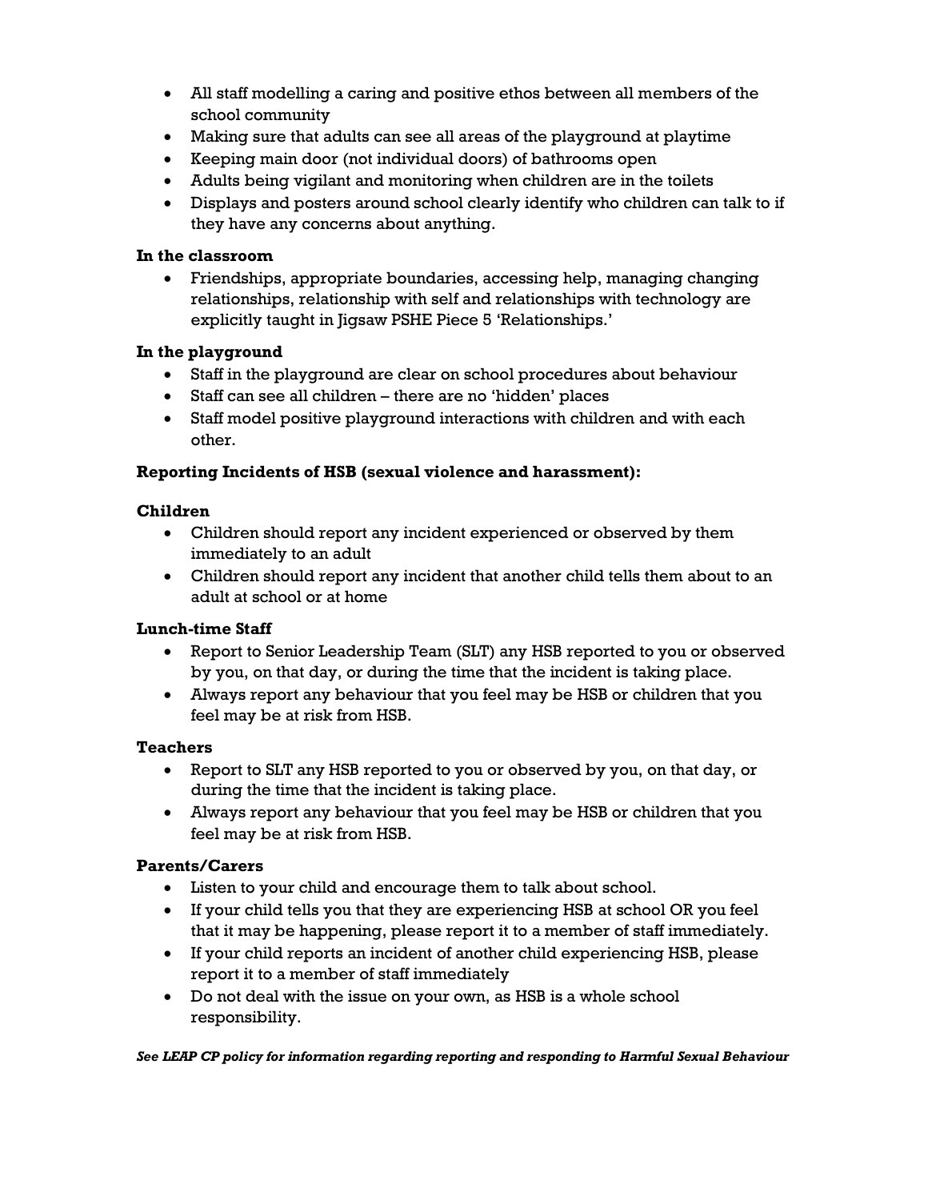- All staff modelling a caring and positive ethos between all members of the school community
- Making sure that adults can see all areas of the playground at playtime
- Keeping main door (not individual doors) of bathrooms open
- Adults being vigilant and monitoring when children are in the toilets
- Displays and posters around school clearly identify who children can talk to if they have any concerns about anything.

**In the classroom**

- Friendships, appropriate boundaries, accessing help, managing changing relationships, relationship with self and relationships with technology are explicitly taught in Jigsaw PSHE Piece 5 'Relationships.'

**In the playground**

- Staff in the playground are clear on school procedures about behaviour
- Staff can see all children – there are no 'hidden' places
- Staff model positive playground interactions with children and with each other.

**Reporting Incidents of HSB (sexual violence and harassment):**

**Children**

- Children should report any incident experienced or observed by them immediately to an adult
- Children should report any incident that another child tells them about to an adult at school or at home

**Lunch-time Staff**

- Report to Senior Leadership Team (SLT) any HSB reported to you or observed by you, on that day, or during the time that the incident is taking place.
- Always report any behaviour that you feel may be HSB or children that you feel may be at risk from HSB.

**Teachers**

- Report to SLT any HSB reported to you or observed by you, on that day, or during the time that the incident is taking place.
- Always report any behaviour that you feel may be HSB or children that you feel may be at risk from HSB.

**Parents/Carers**

- Listen to your child and encourage them to talk about school.
- If your child tells you that they are experiencing HSB at school OR you feel that it may be happening, please report it to a member of staff immediately.
- If your child reports an incident of another child experiencing HSB, please report it to a member of staff immediately
- Do not deal with the issue on your own, as HSB is a whole school responsibility.

***See LEAP CP policy for information regarding reporting and responding to Harmful Sexual Behaviour***